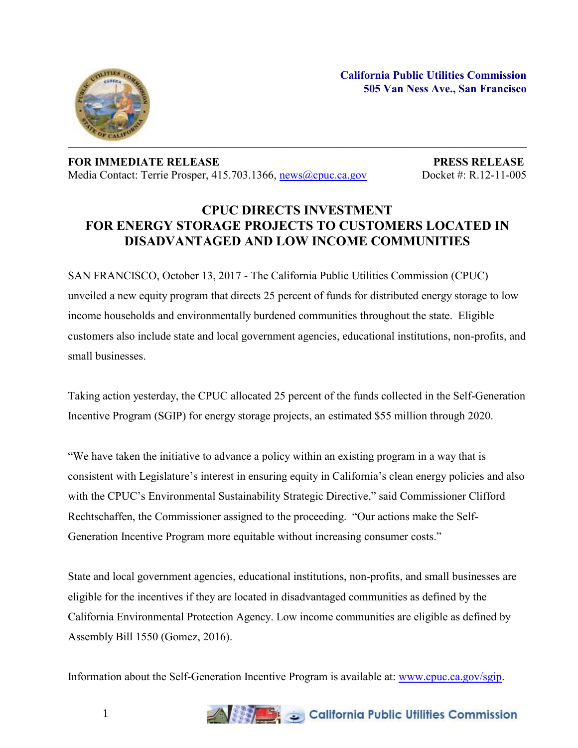**California Public Utilities Commission**
**505 Van Ness Ave., San Francisco**

---

**FOR IMMEDIATE RELEASE** | **PRESS RELEASE**
Media Contact: Terrie Prosper, 415.703.1366, news@cpuc.ca.gov | Docket #: R.12-11-005

# CPUC DIRECTS INVESTMENT FOR ENERGY STORAGE PROJECTS TO CUSTOMERS LOCATED IN DISADVANTAGED AND LOW INCOME COMMUNITIES

SAN FRANCISCO, October 13, 2017 - The California Public Utilities Commission (CPUC) unveiled a new equity program that directs 25 percent of funds for distributed energy storage to low income households and environmentally burdened communities throughout the state. Eligible customers also include state and local government agencies, educational institutions, non-profits, and small businesses.

Taking action yesterday, the CPUC allocated 25 percent of the funds collected in the Self-Generation Incentive Program (SGIP) for energy storage projects, an estimated $55 million through 2020.

"We have taken the initiative to advance a policy within an existing program in a way that is consistent with Legislature's interest in ensuring equity in California's clean energy policies and also with the CPUC's Environmental Sustainability Strategic Directive," said Commissioner Clifford Rechtschaffen, the Commissioner assigned to the proceeding. "Our actions make the Self-Generation Incentive Program more equitable without increasing consumer costs."

State and local government agencies, educational institutions, non-profits, and small businesses are eligible for the incentives if they are located in disadvantaged communities as defined by the California Environmental Protection Agency. Low income communities are eligible as defined by Assembly Bill 1550 (Gomez, 2016).

Information about the Self-Generation Incentive Program is available at: www.cpuc.ca.gov/sgip.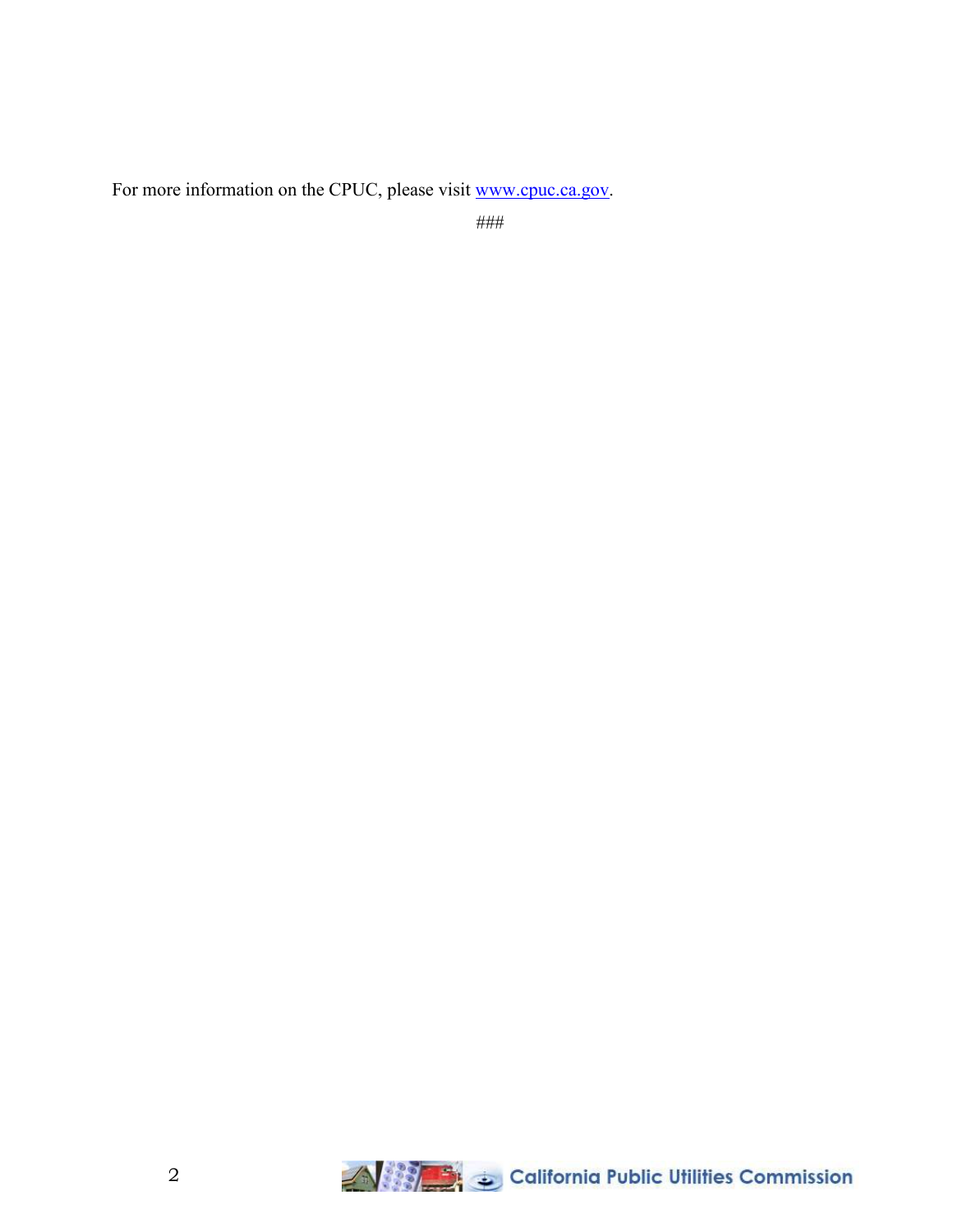For more information on the CPUC, please visit www.cpuc.ca.gov.

###